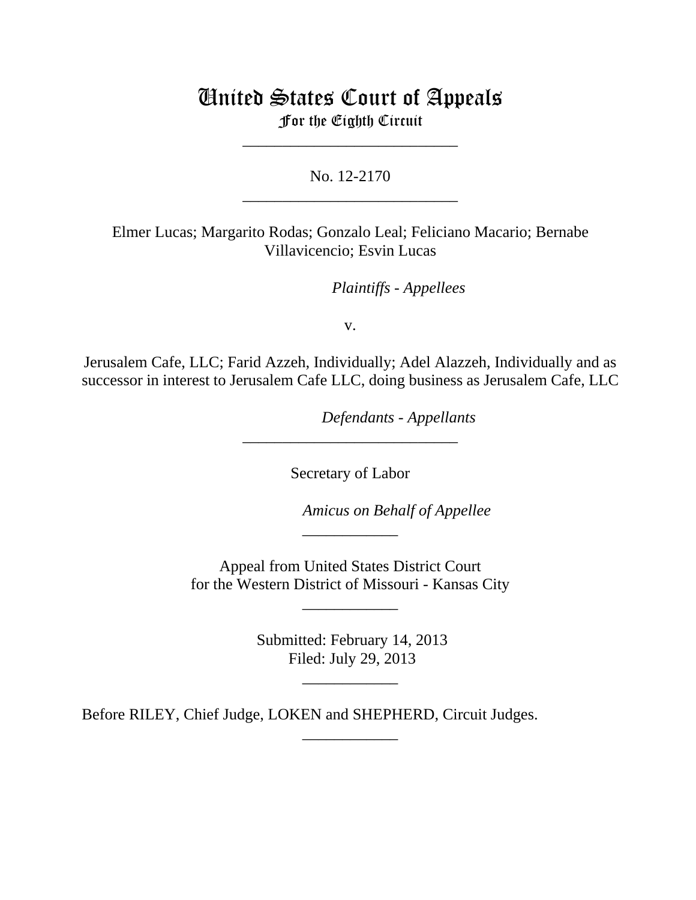# United States Court of Appeals
## For the Eighth Circuit

---

No. 12-2170

---

Elmer Lucas; Margarito Rodas; Gonzalo Leal; Feliciano Macario; Bernabe Villavicencio; Esvin Lucas

*Plaintiffs - Appellees*

v.

Jerusalem Cafe, LLC; Farid Azzeh, Individually; Adel Alazzeh, Individually and as successor in interest to Jerusalem Cafe LLC, doing business as Jerusalem Cafe, LLC

*Defendants - Appellants*

---

Secretary of Labor

*Amicus on Behalf of Appellee*

---

Appeal from United States District Court
for the Western District of Missouri - Kansas City

---

Submitted: February 14, 2013
Filed: July 29, 2013

---

Before RILEY, Chief Judge, LOKEN and SHEPHERD, Circuit Judges.

---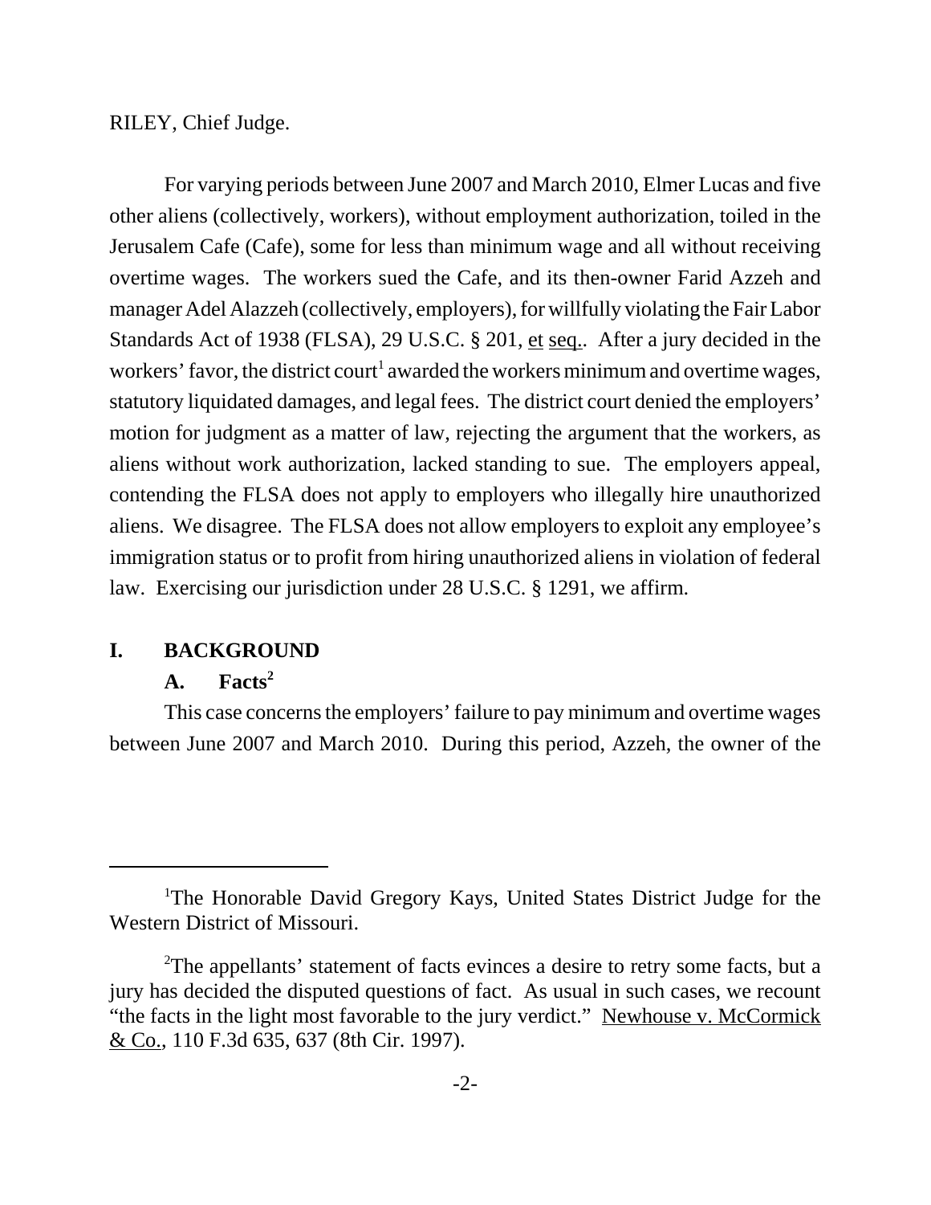RILEY, Chief Judge.

For varying periods between June 2007 and March 2010, Elmer Lucas and five other aliens (collectively, workers), without employment authorization, toiled in the Jerusalem Cafe (Cafe), some for less than minimum wage and all without receiving overtime wages. The workers sued the Cafe, and its then-owner Farid Azzeh and manager Adel Alazzeh (collectively, employers), for willfully violating the Fair Labor Standards Act of 1938 (FLSA), 29 U.S.C. § 201, et seq.. After a jury decided in the workers' favor, the district court[1] awarded the workers minimum and overtime wages, statutory liquidated damages, and legal fees. The district court denied the employers' motion for judgment as a matter of law, rejecting the argument that the workers, as aliens without work authorization, lacked standing to sue. The employers appeal, contending the FLSA does not apply to employers who illegally hire unauthorized aliens. We disagree. The FLSA does not allow employers to exploit any employee's immigration status or to profit from hiring unauthorized aliens in violation of federal law. Exercising our jurisdiction under 28 U.S.C. § 1291, we affirm.

## I. BACKGROUND

### A. Facts[2]

This case concerns the employers' failure to pay minimum and overtime wages between June 2007 and March 2010. During this period, Azzeh, the owner of the

---

[1]The Honorable David Gregory Kays, United States District Judge for the Western District of Missouri.

[2]The appellants' statement of facts evinces a desire to retry some facts, but a jury has decided the disputed questions of fact. As usual in such cases, we recount "the facts in the light most favorable to the jury verdict." Newhouse v. McCormick & Co., 110 F.3d 635, 637 (8th Cir. 1997).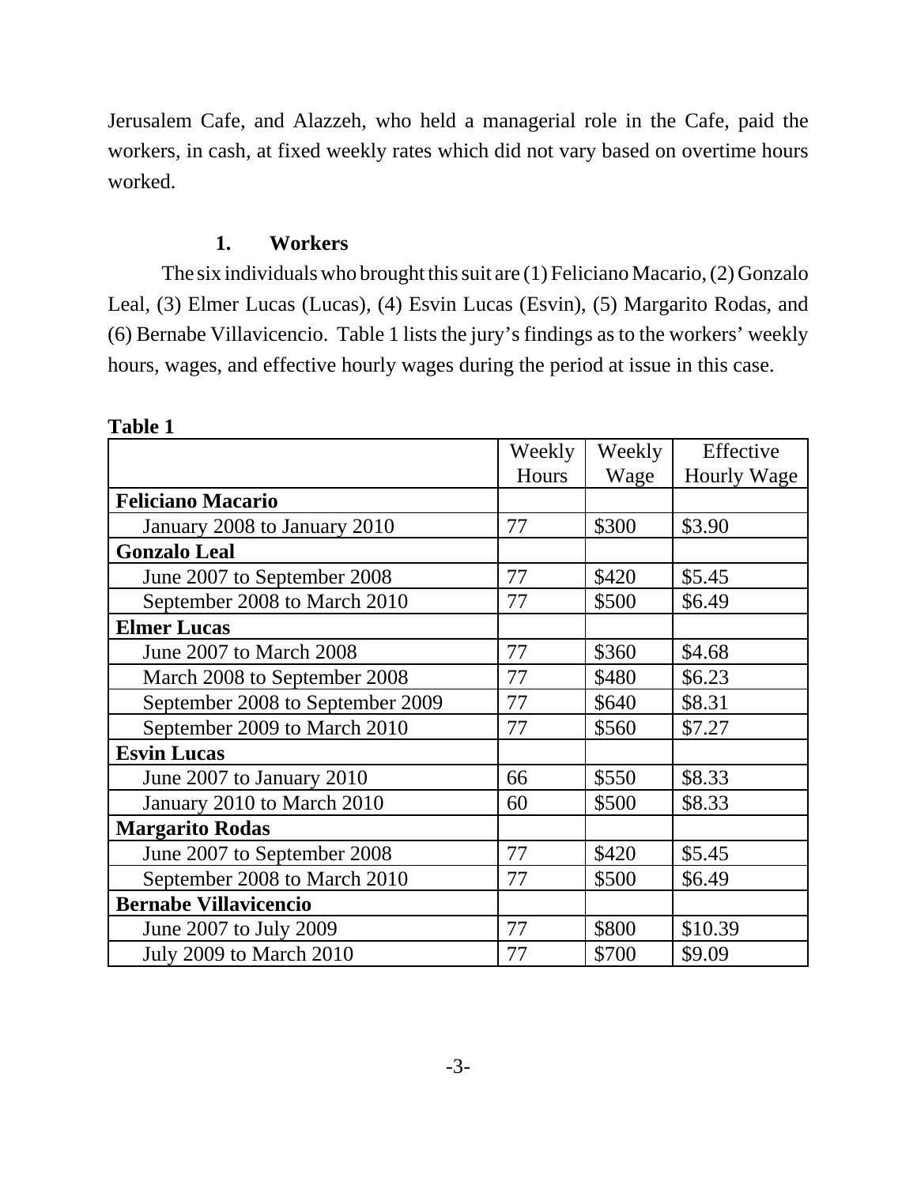Jerusalem Cafe, and Alazzeh, who held a managerial role in the Cafe, paid the workers, in cash, at fixed weekly rates which did not vary based on overtime hours worked.

### 1. Workers

The six individuals who brought this suit are (1) Feliciano Macario, (2) Gonzalo Leal, (3) Elmer Lucas (Lucas), (4) Esvin Lucas (Esvin), (5) Margarito Rodas, and (6) Bernabe Villavicencio. Table 1 lists the jury's findings as to the workers' weekly hours, wages, and effective hourly wages during the period at issue in this case.

**Table 1**

| | Weekly Hours | Weekly Wage | Effective Hourly Wage |
|---|---|---|---|
| **Feliciano Macario** | | | |
| January 2008 to January 2010 | 77 | $300 | $3.90 |
| **Gonzalo Leal** | | | |
| June 2007 to September 2008 | 77 | $420 | $5.45 |
| September 2008 to March 2010 | 77 | $500 | $6.49 |
| **Elmer Lucas** | | | |
| June 2007 to March 2008 | 77 | $360 | $4.68 |
| March 2008 to September 2008 | 77 | $480 | $6.23 |
| September 2008 to September 2009 | 77 | $640 | $8.31 |
| September 2009 to March 2010 | 77 | $560 | $7.27 |
| **Esvin Lucas** | | | |
| June 2007 to January 2010 | 66 | $550 | $8.33 |
| January 2010 to March 2010 | 60 | $500 | $8.33 |
| **Margarito Rodas** | | | |
| June 2007 to September 2008 | 77 | $420 | $5.45 |
| September 2008 to March 2010 | 77 | $500 | $6.49 |
| **Bernabe Villavicencio** | | | |
| June 2007 to July 2009 | 77 | $800 | $10.39 |
| July 2009 to March 2010 | 77 | $700 | $9.09 |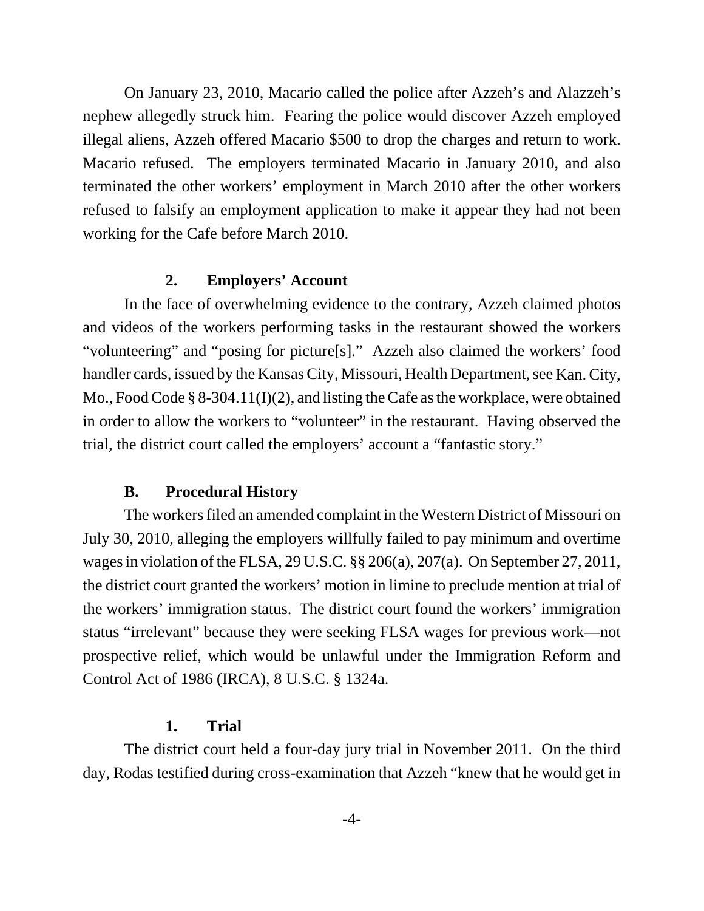On January 23, 2010, Macario called the police after Azzeh's and Alazzeh's nephew allegedly struck him. Fearing the police would discover Azzeh employed illegal aliens, Azzeh offered Macario $500 to drop the charges and return to work. Macario refused. The employers terminated Macario in January 2010, and also terminated the other workers' employment in March 2010 after the other workers refused to falsify an employment application to make it appear they had not been working for the Cafe before March 2010.

### 2. Employers' Account

In the face of overwhelming evidence to the contrary, Azzeh claimed photos and videos of the workers performing tasks in the restaurant showed the workers "volunteering" and "posing for picture[s]." Azzeh also claimed the workers' food handler cards, issued by the Kansas City, Missouri, Health Department, see Kan. City, Mo., Food Code § 8-304.11(I)(2), and listing the Cafe as the workplace, were obtained in order to allow the workers to "volunteer" in the restaurant. Having observed the trial, the district court called the employers' account a "fantastic story."

## B. Procedural History

The workers filed an amended complaint in the Western District of Missouri on July 30, 2010, alleging the employers willfully failed to pay minimum and overtime wages in violation of the FLSA, 29 U.S.C. §§ 206(a), 207(a). On September 27, 2011, the district court granted the workers' motion in limine to preclude mention at trial of the workers' immigration status. The district court found the workers' immigration status "irrelevant" because they were seeking FLSA wages for previous work—not prospective relief, which would be unlawful under the Immigration Reform and Control Act of 1986 (IRCA), 8 U.S.C. § 1324a.

### 1. Trial

The district court held a four-day jury trial in November 2011. On the third day, Rodas testified during cross-examination that Azzeh "knew that he would get in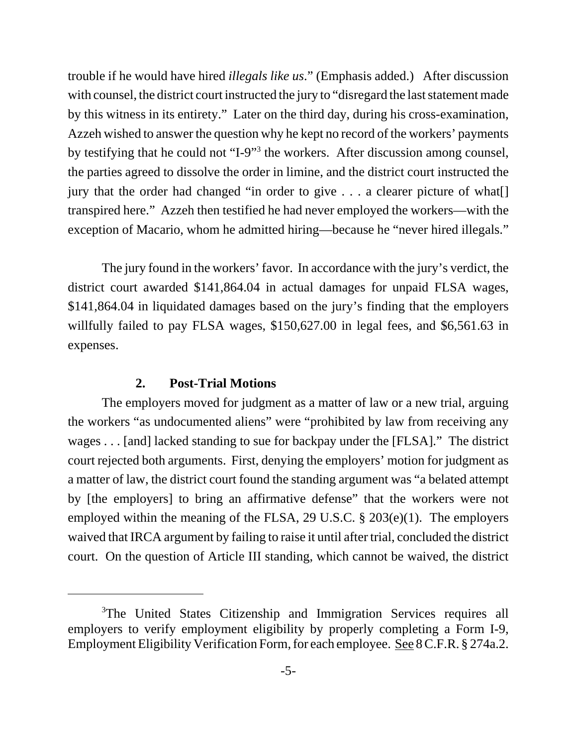trouble if he would have hired *illegals like us*." (Emphasis added.) After discussion with counsel, the district court instructed the jury to "disregard the last statement made by this witness in its entirety." Later on the third day, during his cross-examination, Azzeh wished to answer the question why he kept no record of the workers' payments by testifying that he could not "I-9"[3] the workers. After discussion among counsel, the parties agreed to dissolve the order in limine, and the district court instructed the jury that the order had changed "in order to give . . . a clearer picture of what[] transpired here." Azzeh then testified he had never employed the workers—with the exception of Macario, whom he admitted hiring—because he "never hired illegals."

The jury found in the workers' favor. In accordance with the jury's verdict, the district court awarded $141,864.04 in actual damages for unpaid FLSA wages, $141,864.04 in liquidated damages based on the jury's finding that the employers willfully failed to pay FLSA wages, $150,627.00 in legal fees, and $6,561.63 in expenses.

### 2. Post-Trial Motions

The employers moved for judgment as a matter of law or a new trial, arguing the workers "as undocumented aliens" were "prohibited by law from receiving any wages . . . [and] lacked standing to sue for backpay under the [FLSA]." The district court rejected both arguments. First, denying the employers' motion for judgment as a matter of law, the district court found the standing argument was "a belated attempt by [the employers] to bring an affirmative defense" that the workers were not employed within the meaning of the FLSA, 29 U.S.C. § 203(e)(1). The employers waived that IRCA argument by failing to raise it until after trial, concluded the district court. On the question of Article III standing, which cannot be waived, the district

[3] The United States Citizenship and Immigration Services requires all employers to verify employment eligibility by properly completing a Form I-9, Employment Eligibility Verification Form, for each employee. See 8 C.F.R. § 274a.2.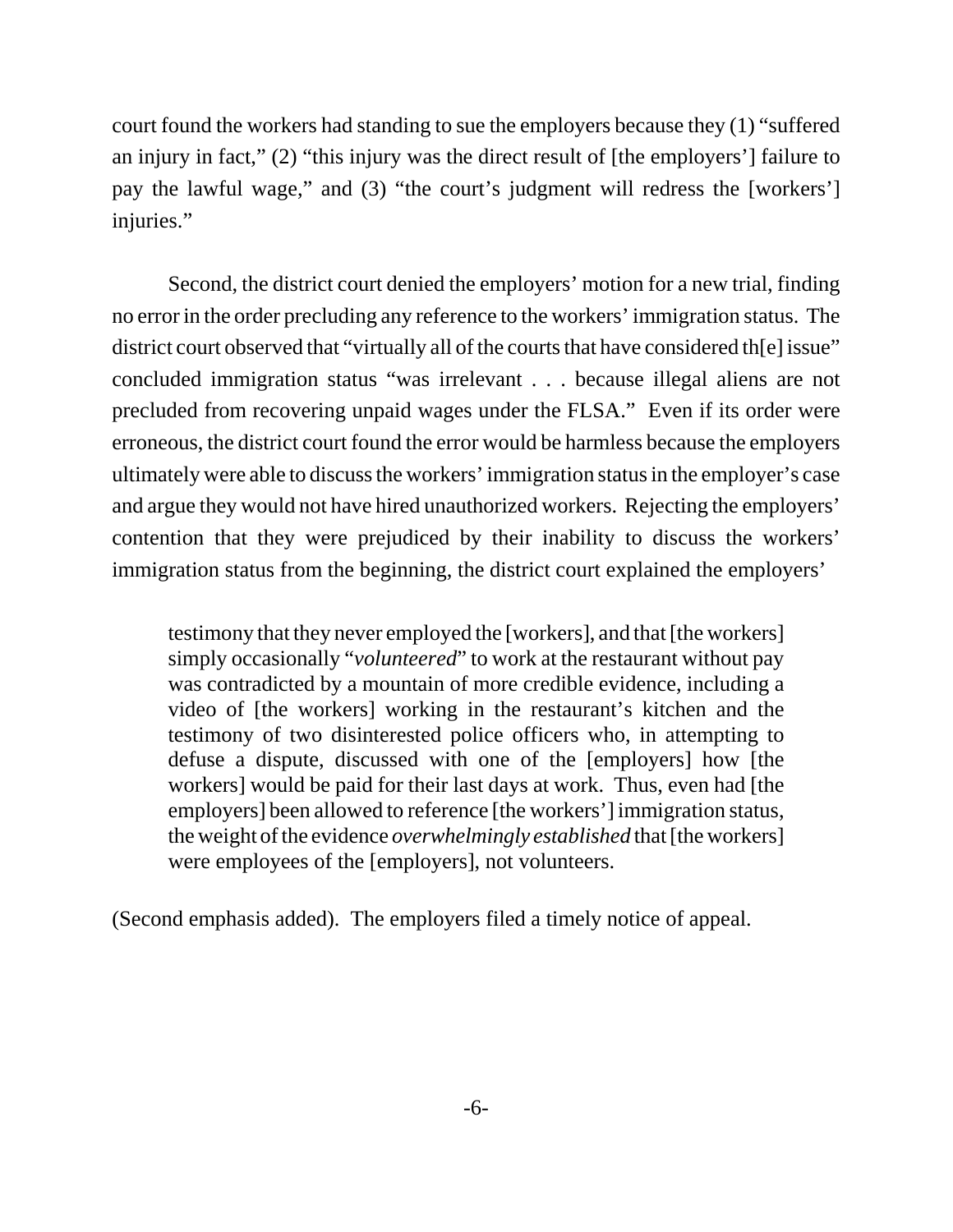court found the workers had standing to sue the employers because they (1) "suffered an injury in fact," (2) "this injury was the direct result of [the employers'] failure to pay the lawful wage," and (3) "the court's judgment will redress the [workers'] injuries."

Second, the district court denied the employers' motion for a new trial, finding no error in the order precluding any reference to the workers' immigration status. The district court observed that "virtually all of the courts that have considered th[e] issue" concluded immigration status "was irrelevant . . . because illegal aliens are not precluded from recovering unpaid wages under the FLSA." Even if its order were erroneous, the district court found the error would be harmless because the employers ultimately were able to discuss the workers' immigration status in the employer's case and argue they would not have hired unauthorized workers. Rejecting the employers' contention that they were prejudiced by their inability to discuss the workers' immigration status from the beginning, the district court explained the employers'

> testimony that they never employed the [workers], and that [the workers] simply occasionally "*volunteered*" to work at the restaurant without pay was contradicted by a mountain of more credible evidence, including a video of [the workers] working in the restaurant's kitchen and the testimony of two disinterested police officers who, in attempting to defuse a dispute, discussed with one of the [employers] how [the workers] would be paid for their last days at work. Thus, even had [the employers] been allowed to reference [the workers'] immigration status, the weight of the evidence *overwhelmingly established* that [the workers] were employees of the [employers], not volunteers.

(Second emphasis added). The employers filed a timely notice of appeal.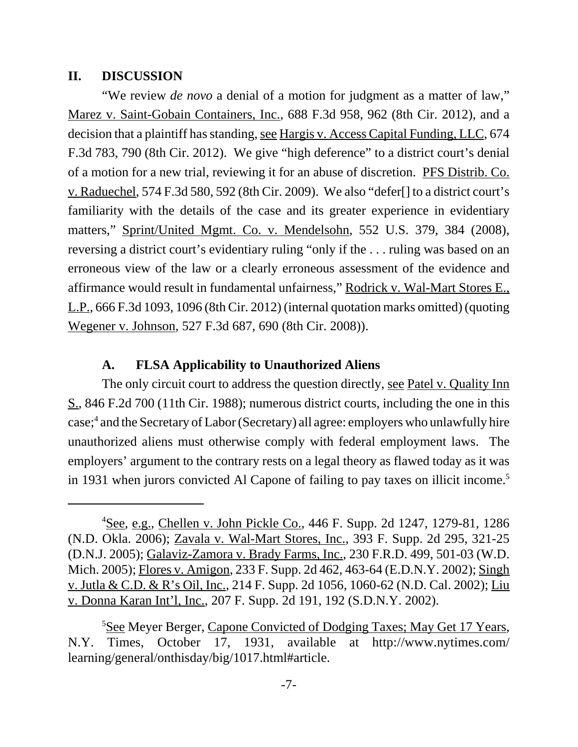## II. DISCUSSION

"We review *de novo* a denial of a motion for judgment as a matter of law," Marez v. Saint-Gobain Containers, Inc., 688 F.3d 958, 962 (8th Cir. 2012), and a decision that a plaintiff has standing, see Hargis v. Access Capital Funding, LLC, 674 F.3d 783, 790 (8th Cir. 2012). We give "high deference" to a district court's denial of a motion for a new trial, reviewing it for an abuse of discretion. PFS Distrib. Co. v. Raduechel, 574 F.3d 580, 592 (8th Cir. 2009). We also "defer[] to a district court's familiarity with the details of the case and its greater experience in evidentiary matters," Sprint/United Mgmt. Co. v. Mendelsohn, 552 U.S. 379, 384 (2008), reversing a district court's evidentiary ruling "only if the . . . ruling was based on an erroneous view of the law or a clearly erroneous assessment of the evidence and affirmance would result in fundamental unfairness," Rodrick v. Wal-Mart Stores E., L.P., 666 F.3d 1093, 1096 (8th Cir. 2012) (internal quotation marks omitted) (quoting Wegener v. Johnson, 527 F.3d 687, 690 (8th Cir. 2008)).

### A. FLSA Applicability to Unauthorized Aliens

The only circuit court to address the question directly, see Patel v. Quality Inn S., 846 F.2d 700 (11th Cir. 1988); numerous district courts, including the one in this case;[4] and the Secretary of Labor (Secretary) all agree: employers who unlawfully hire unauthorized aliens must otherwise comply with federal employment laws. The employers' argument to the contrary rests on a legal theory as flawed today as it was in 1931 when jurors convicted Al Capone of failing to pay taxes on illicit income.[5]

---

[4]See, e.g., Chellen v. John Pickle Co., 446 F. Supp. 2d 1247, 1279-81, 1286 (N.D. Okla. 2006); Zavala v. Wal-Mart Stores, Inc., 393 F. Supp. 2d 295, 321-25 (D.N.J. 2005); Galaviz-Zamora v. Brady Farms, Inc., 230 F.R.D. 499, 501-03 (W.D. Mich. 2005); Flores v. Amigon, 233 F. Supp. 2d 462, 463-64 (E.D.N.Y. 2002); Singh v. Jutla & C.D. & R's Oil, Inc., 214 F. Supp. 2d 1056, 1060-62 (N.D. Cal. 2002); Liu v. Donna Karan Int'l, Inc., 207 F. Supp. 2d 191, 192 (S.D.N.Y. 2002).

[5]See Meyer Berger, Capone Convicted of Dodging Taxes; May Get 17 Years, N.Y. Times, October 17, 1931, available at http://www.nytimes.com/learning/general/onthisday/big/1017.html#article.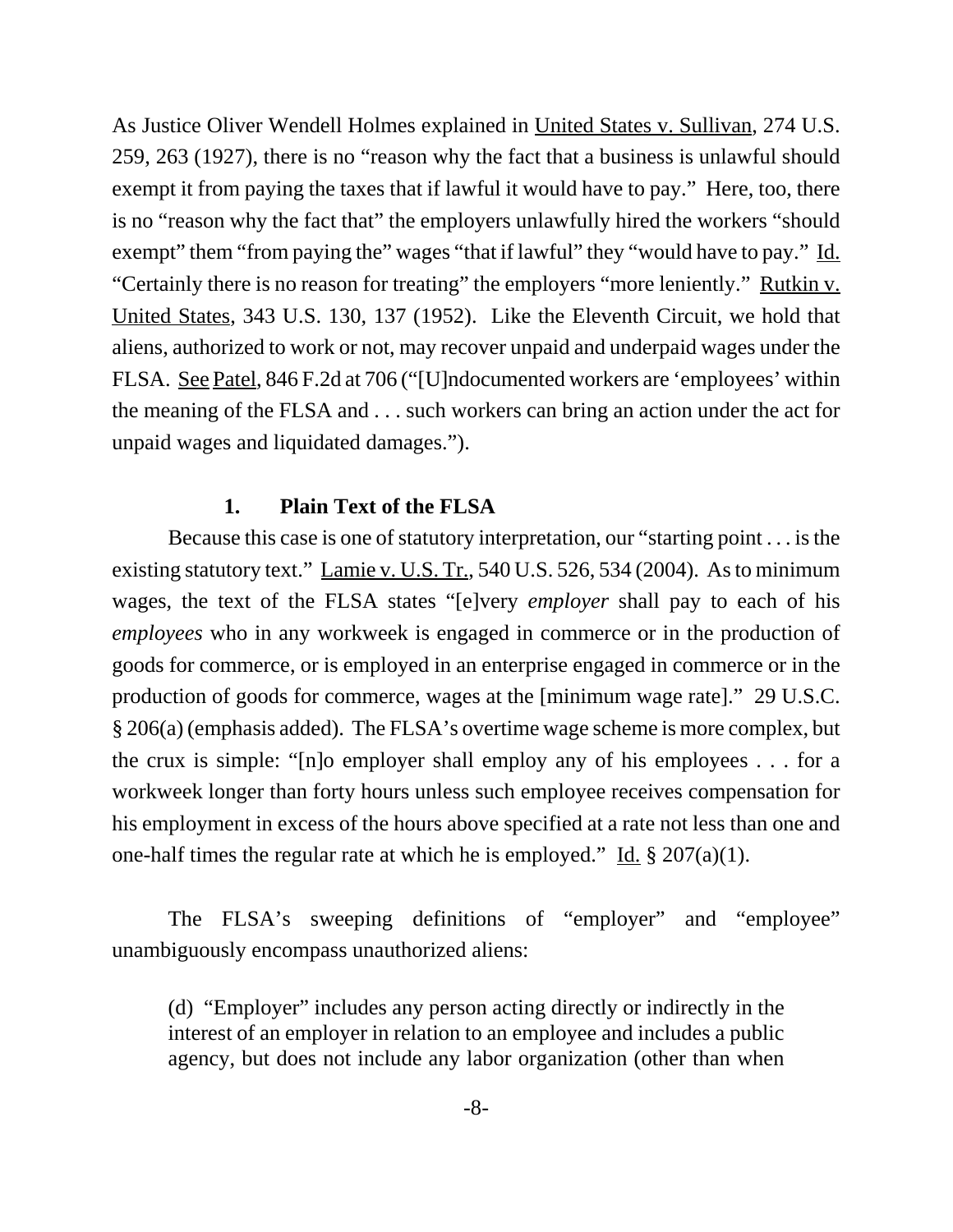As Justice Oliver Wendell Holmes explained in United States v. Sullivan, 274 U.S. 259, 263 (1927), there is no "reason why the fact that a business is unlawful should exempt it from paying the taxes that if lawful it would have to pay." Here, too, there is no "reason why the fact that" the employers unlawfully hired the workers "should exempt" them "from paying the" wages "that if lawful" they "would have to pay." Id. "Certainly there is no reason for treating" the employers "more leniently." Rutkin v. United States, 343 U.S. 130, 137 (1952). Like the Eleventh Circuit, we hold that aliens, authorized to work or not, may recover unpaid and underpaid wages under the FLSA. See Patel, 846 F.2d at 706 ("[U]ndocumented workers are 'employees' within the meaning of the FLSA and . . . such workers can bring an action under the act for unpaid wages and liquidated damages.").

### 1. Plain Text of the FLSA

Because this case is one of statutory interpretation, our "starting point . . . is the existing statutory text." Lamie v. U.S. Tr., 540 U.S. 526, 534 (2004). As to minimum wages, the text of the FLSA states "[e]very *employer* shall pay to each of his *employees* who in any workweek is engaged in commerce or in the production of goods for commerce, or is employed in an enterprise engaged in commerce or in the production of goods for commerce, wages at the [minimum wage rate]." 29 U.S.C. § 206(a) (emphasis added). The FLSA's overtime wage scheme is more complex, but the crux is simple: "[n]o employer shall employ any of his employees . . . for a workweek longer than forty hours unless such employee receives compensation for his employment in excess of the hours above specified at a rate not less than one and one-half times the regular rate at which he is employed." Id. § 207(a)(1).

The FLSA's sweeping definitions of "employer" and "employee" unambiguously encompass unauthorized aliens:

> (d) "Employer" includes any person acting directly or indirectly in the interest of an employer in relation to an employee and includes a public agency, but does not include any labor organization (other than when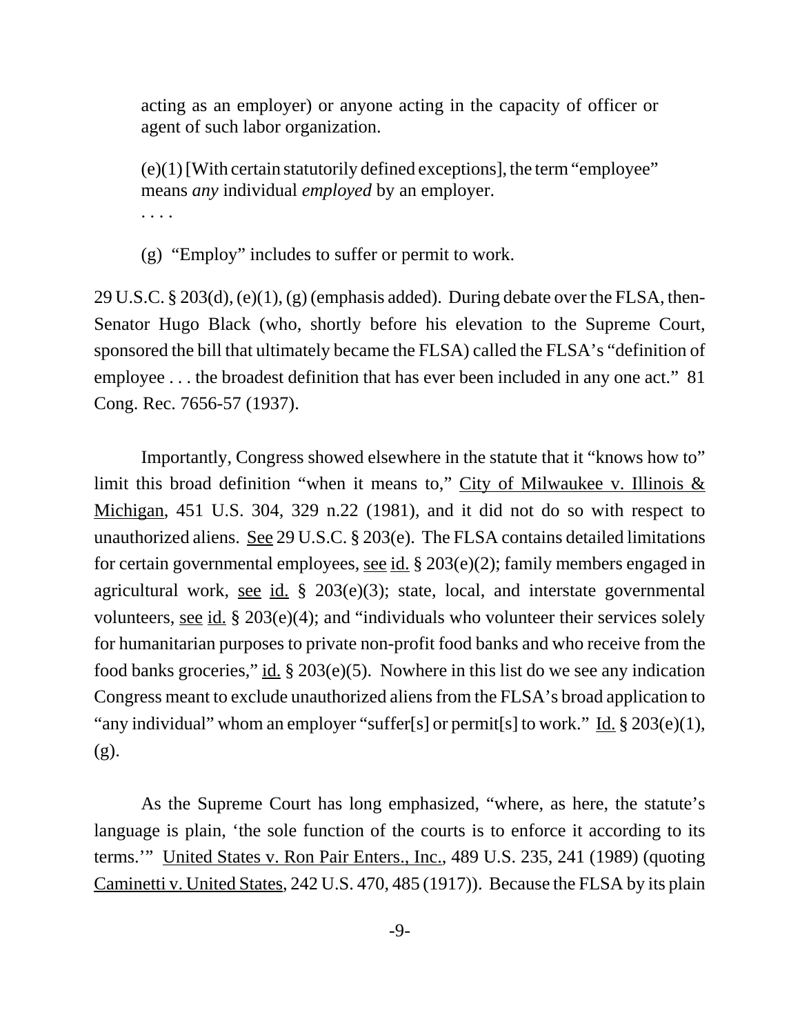> acting as an employer) or anyone acting in the capacity of officer or agent of such labor organization.
>
> (e)(1) [With certain statutorily defined exceptions], the term "employee" means *any* individual *employed* by an employer.
>
> . . . .
>
> (g) "Employ" includes to suffer or permit to work.

29 U.S.C. § 203(d), (e)(1), (g) (emphasis added). During debate over the FLSA, then-Senator Hugo Black (who, shortly before his elevation to the Supreme Court, sponsored the bill that ultimately became the FLSA) called the FLSA's "definition of employee . . . the broadest definition that has ever been included in any one act." 81 Cong. Rec. 7656-57 (1937).

Importantly, Congress showed elsewhere in the statute that it "knows how to" limit this broad definition "when it means to," City of Milwaukee v. Illinois & Michigan, 451 U.S. 304, 329 n.22 (1981), and it did not do so with respect to unauthorized aliens. See 29 U.S.C. § 203(e). The FLSA contains detailed limitations for certain governmental employees, see id. § 203(e)(2); family members engaged in agricultural work, see id. § 203(e)(3); state, local, and interstate governmental volunteers, see id. § 203(e)(4); and "individuals who volunteer their services solely for humanitarian purposes to private non-profit food banks and who receive from the food banks groceries," id. § 203(e)(5). Nowhere in this list do we see any indication Congress meant to exclude unauthorized aliens from the FLSA's broad application to "any individual" whom an employer "suffer[s] or permit[s] to work." Id. § 203(e)(1), (g).

As the Supreme Court has long emphasized, "where, as here, the statute's language is plain, 'the sole function of the courts is to enforce it according to its terms.'" United States v. Ron Pair Enters., Inc., 489 U.S. 235, 241 (1989) (quoting Caminetti v. United States, 242 U.S. 470, 485 (1917)). Because the FLSA by its plain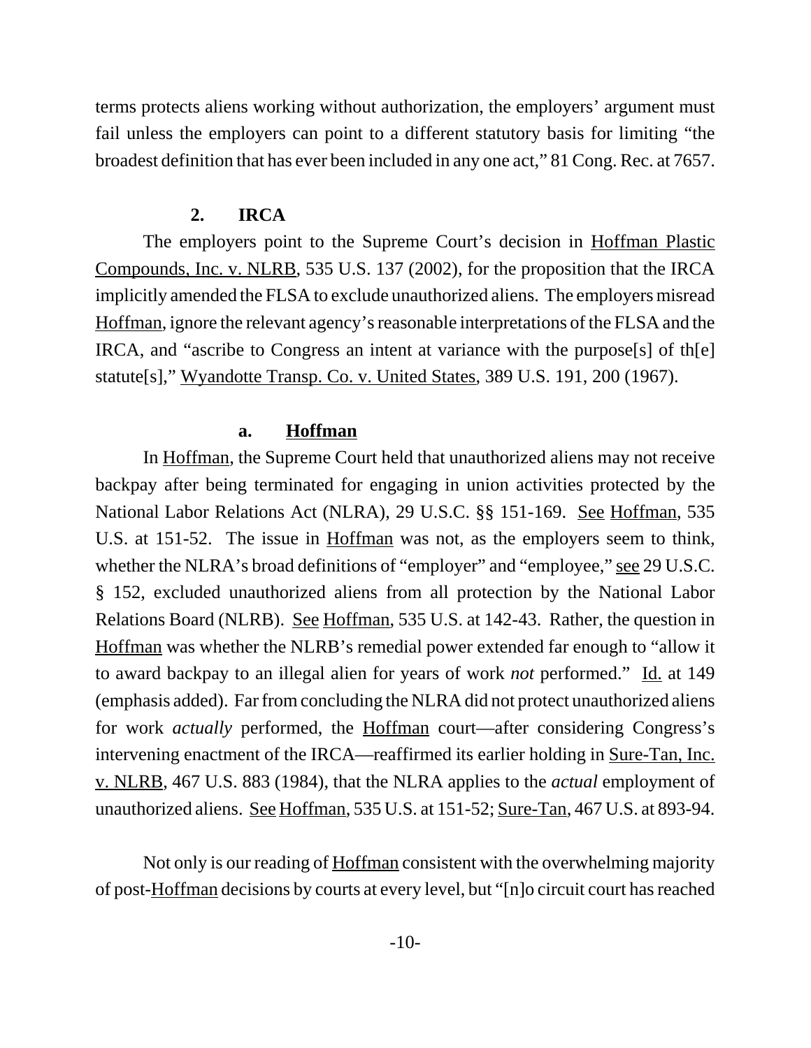terms protects aliens working without authorization, the employers' argument must fail unless the employers can point to a different statutory basis for limiting "the broadest definition that has ever been included in any one act," 81 Cong. Rec. at 7657.

### 2. IRCA

The employers point to the Supreme Court's decision in Hoffman Plastic Compounds, Inc. v. NLRB, 535 U.S. 137 (2002), for the proposition that the IRCA implicitly amended the FLSA to exclude unauthorized aliens. The employers misread Hoffman, ignore the relevant agency's reasonable interpretations of the FLSA and the IRCA, and "ascribe to Congress an intent at variance with the purpose[s] of th[e] statute[s]," Wyandotte Transp. Co. v. United States, 389 U.S. 191, 200 (1967).

#### a. Hoffman

In Hoffman, the Supreme Court held that unauthorized aliens may not receive backpay after being terminated for engaging in union activities protected by the National Labor Relations Act (NLRA), 29 U.S.C. §§ 151-169. See Hoffman, 535 U.S. at 151-52. The issue in Hoffman was not, as the employers seem to think, whether the NLRA's broad definitions of "employer" and "employee," see 29 U.S.C. § 152, excluded unauthorized aliens from all protection by the National Labor Relations Board (NLRB). See Hoffman, 535 U.S. at 142-43. Rather, the question in Hoffman was whether the NLRB's remedial power extended far enough to "allow it to award backpay to an illegal alien for years of work *not* performed." Id. at 149 (emphasis added). Far from concluding the NLRA did not protect unauthorized aliens for work *actually* performed, the Hoffman court—after considering Congress's intervening enactment of the IRCA—reaffirmed its earlier holding in Sure-Tan, Inc. v. NLRB, 467 U.S. 883 (1984), that the NLRA applies to the *actual* employment of unauthorized aliens. See Hoffman, 535 U.S. at 151-52; Sure-Tan, 467 U.S. at 893-94.

Not only is our reading of Hoffman consistent with the overwhelming majority of post-Hoffman decisions by courts at every level, but "[n]o circuit court has reached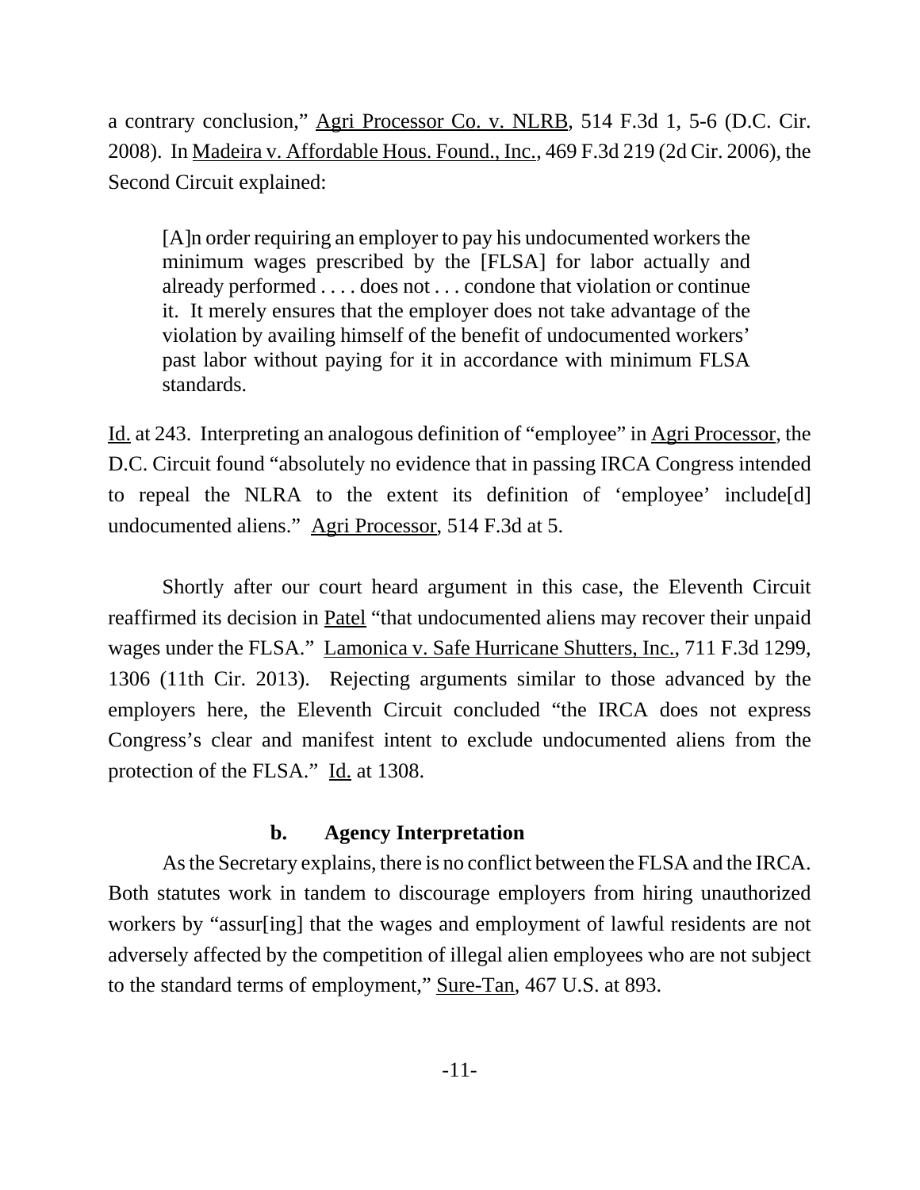a contrary conclusion," Agri Processor Co. v. NLRB, 514 F.3d 1, 5-6 (D.C. Cir. 2008). In Madeira v. Affordable Hous. Found., Inc., 469 F.3d 219 (2d Cir. 2006), the Second Circuit explained:

> [A]n order requiring an employer to pay his undocumented workers the minimum wages prescribed by the [FLSA] for labor actually and already performed . . . . does not . . . condone that violation or continue it. It merely ensures that the employer does not take advantage of the violation by availing himself of the benefit of undocumented workers' past labor without paying for it in accordance with minimum FLSA standards.

Id. at 243. Interpreting an analogous definition of "employee" in Agri Processor, the D.C. Circuit found "absolutely no evidence that in passing IRCA Congress intended to repeal the NLRA to the extent its definition of 'employee' include[d] undocumented aliens." Agri Processor, 514 F.3d at 5.

Shortly after our court heard argument in this case, the Eleventh Circuit reaffirmed its decision in Patel "that undocumented aliens may recover their unpaid wages under the FLSA." Lamonica v. Safe Hurricane Shutters, Inc., 711 F.3d 1299, 1306 (11th Cir. 2013). Rejecting arguments similar to those advanced by the employers here, the Eleventh Circuit concluded "the IRCA does not express Congress's clear and manifest intent to exclude undocumented aliens from the protection of the FLSA." Id. at 1308.

#### b. Agency Interpretation

As the Secretary explains, there is no conflict between the FLSA and the IRCA. Both statutes work in tandem to discourage employers from hiring unauthorized workers by "assur[ing] that the wages and employment of lawful residents are not adversely affected by the competition of illegal alien employees who are not subject to the standard terms of employment," Sure-Tan, 467 U.S. at 893.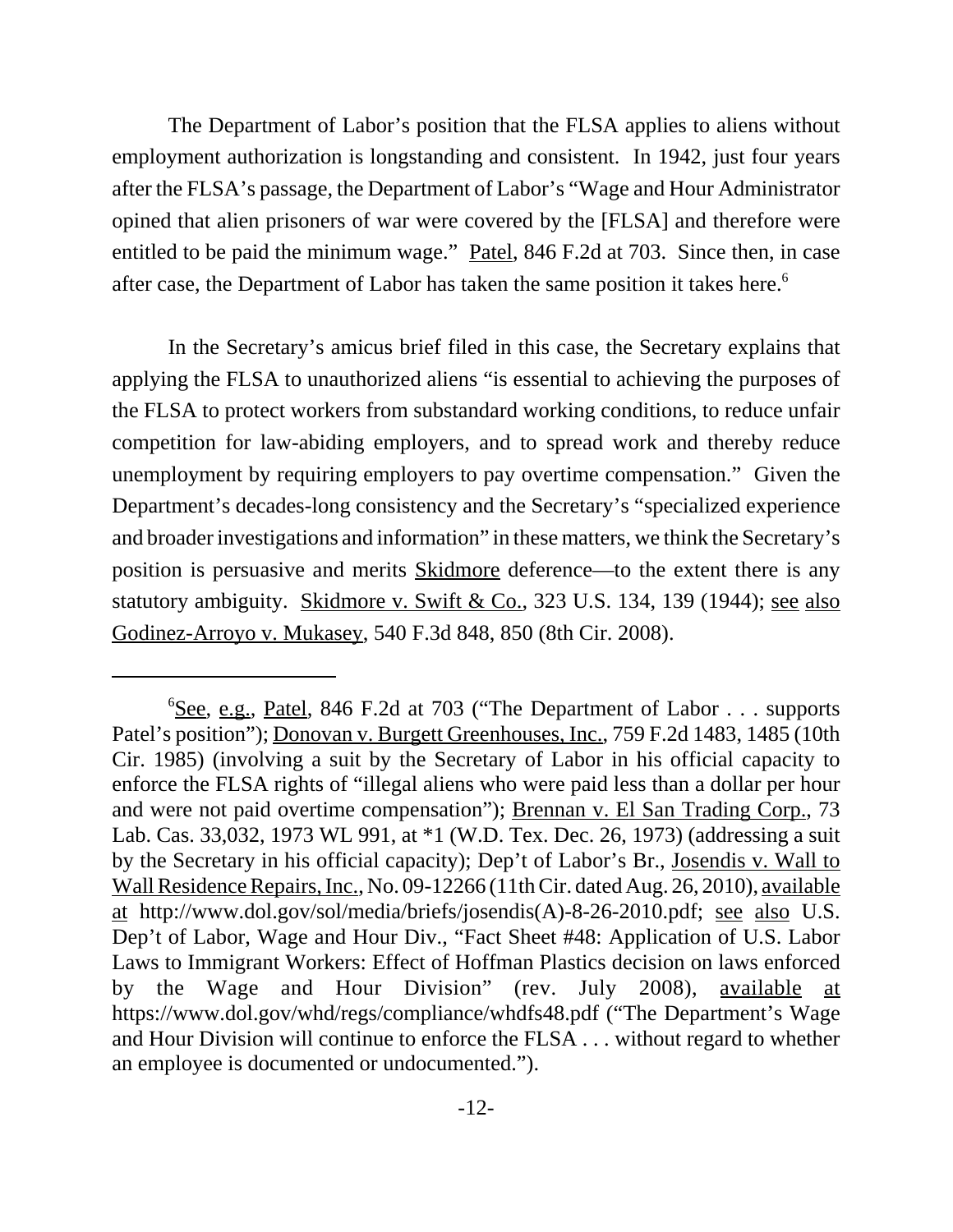The Department of Labor's position that the FLSA applies to aliens without employment authorization is longstanding and consistent. In 1942, just four years after the FLSA's passage, the Department of Labor's "Wage and Hour Administrator opined that alien prisoners of war were covered by the [FLSA] and therefore were entitled to be paid the minimum wage." Patel, 846 F.2d at 703. Since then, in case after case, the Department of Labor has taken the same position it takes here.[6]

In the Secretary's amicus brief filed in this case, the Secretary explains that applying the FLSA to unauthorized aliens "is essential to achieving the purposes of the FLSA to protect workers from substandard working conditions, to reduce unfair competition for law-abiding employers, and to spread work and thereby reduce unemployment by requiring employers to pay overtime compensation." Given the Department's decades-long consistency and the Secretary's "specialized experience and broader investigations and information" in these matters, we think the Secretary's position is persuasive and merits Skidmore deference—to the extent there is any statutory ambiguity. Skidmore v. Swift & Co., 323 U.S. 134, 139 (1944); see also Godinez-Arroyo v. Mukasey, 540 F.3d 848, 850 (8th Cir. 2008).

---

[6]See, e.g., Patel, 846 F.2d at 703 ("The Department of Labor . . . supports Patel's position"); Donovan v. Burgett Greenhouses, Inc., 759 F.2d 1483, 1485 (10th Cir. 1985) (involving a suit by the Secretary of Labor in his official capacity to enforce the FLSA rights of "illegal aliens who were paid less than a dollar per hour and were not paid overtime compensation"); Brennan v. El San Trading Corp., 73 Lab. Cas. 33,032, 1973 WL 991, at *1 (W.D. Tex. Dec. 26, 1973) (addressing a suit by the Secretary in his official capacity); Dep't of Labor's Br., Josendis v. Wall to Wall Residence Repairs, Inc., No. 09-12266 (11th Cir. dated Aug. 26, 2010), available at http://www.dol.gov/sol/media/briefs/josendis(A)-8-26-2010.pdf; see also U.S. Dep't of Labor, Wage and Hour Div., "Fact Sheet #48: Application of U.S. Labor Laws to Immigrant Workers: Effect of Hoffman Plastics decision on laws enforced by the Wage and Hour Division" (rev. July 2008), available at https://www.dol.gov/whd/regs/compliance/whdfs48.pdf ("The Department's Wage and Hour Division will continue to enforce the FLSA . . . without regard to whether an employee is documented or undocumented.").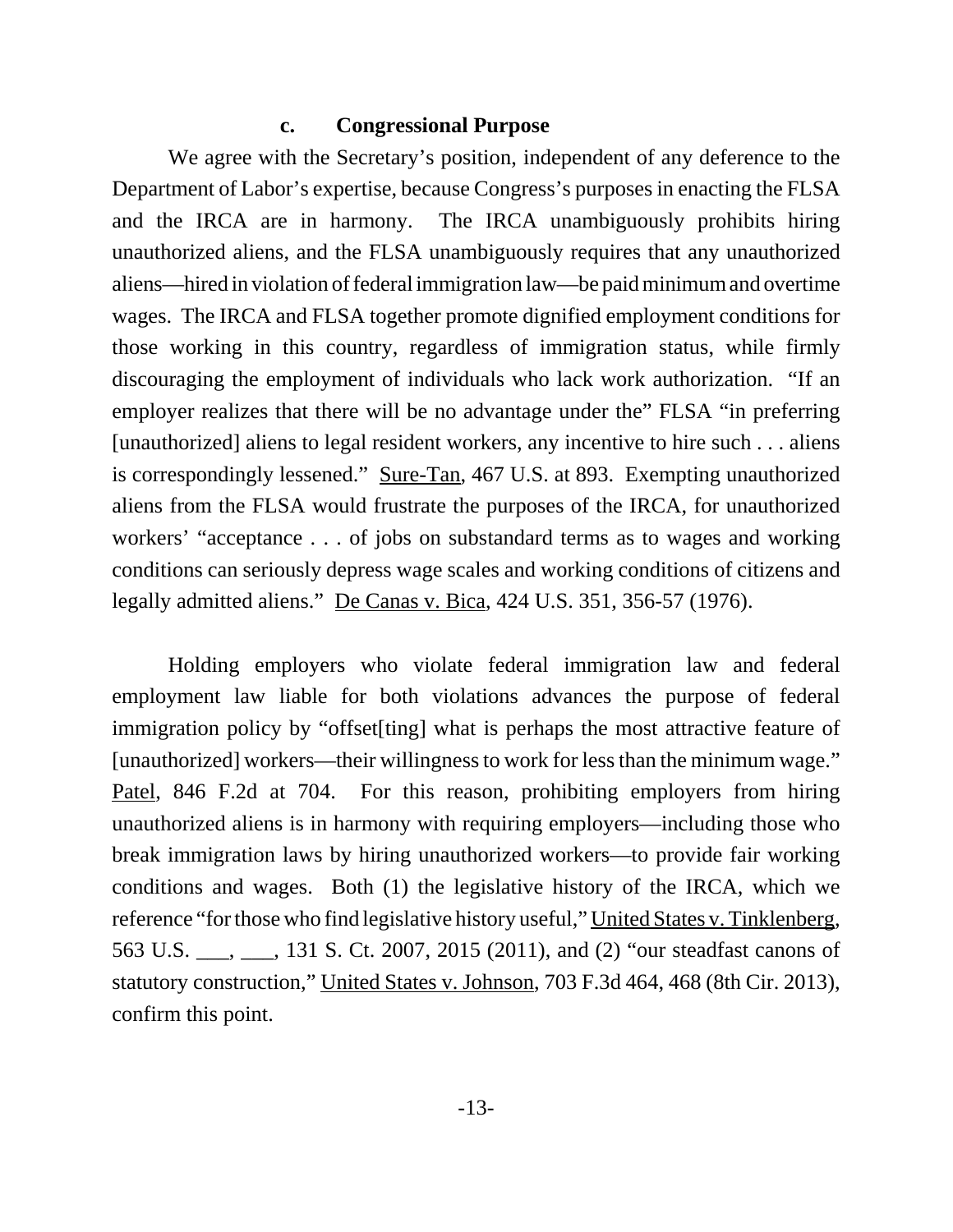### c. Congressional Purpose

We agree with the Secretary's position, independent of any deference to the Department of Labor's expertise, because Congress's purposes in enacting the FLSA and the IRCA are in harmony. The IRCA unambiguously prohibits hiring unauthorized aliens, and the FLSA unambiguously requires that any unauthorized aliens—hired in violation of federal immigration law—be paid minimum and overtime wages. The IRCA and FLSA together promote dignified employment conditions for those working in this country, regardless of immigration status, while firmly discouraging the employment of individuals who lack work authorization. "If an employer realizes that there will be no advantage under the" FLSA "in preferring [unauthorized] aliens to legal resident workers, any incentive to hire such . . . aliens is correspondingly lessened." Sure-Tan, 467 U.S. at 893. Exempting unauthorized aliens from the FLSA would frustrate the purposes of the IRCA, for unauthorized workers' "acceptance . . . of jobs on substandard terms as to wages and working conditions can seriously depress wage scales and working conditions of citizens and legally admitted aliens." De Canas v. Bica, 424 U.S. 351, 356-57 (1976).

Holding employers who violate federal immigration law and federal employment law liable for both violations advances the purpose of federal immigration policy by "offset[ting] what is perhaps the most attractive feature of [unauthorized] workers—their willingness to work for less than the minimum wage." Patel, 846 F.2d at 704. For this reason, prohibiting employers from hiring unauthorized aliens is in harmony with requiring employers—including those who break immigration laws by hiring unauthorized workers—to provide fair working conditions and wages. Both (1) the legislative history of the IRCA, which we reference "for those who find legislative history useful," United States v. Tinklenberg, 563 U.S. ___, ___, 131 S. Ct. 2007, 2015 (2011), and (2) "our steadfast canons of statutory construction," United States v. Johnson, 703 F.3d 464, 468 (8th Cir. 2013), confirm this point.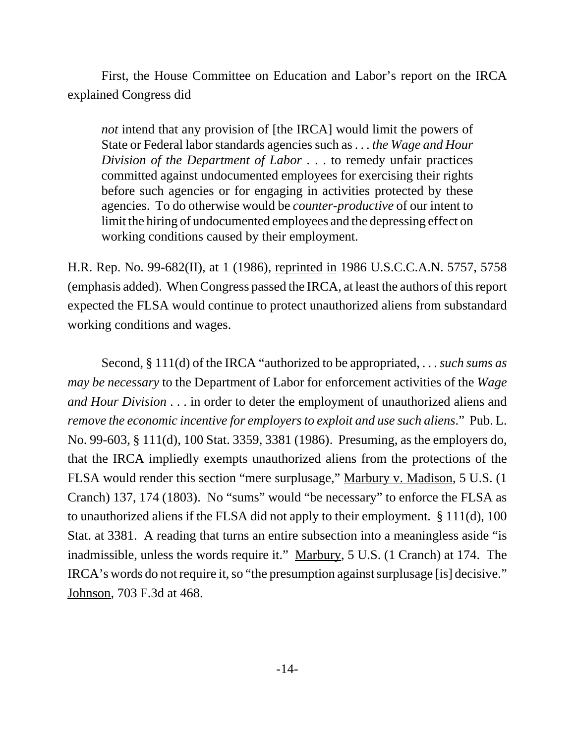First, the House Committee on Education and Labor's report on the IRCA explained Congress did

> *not* intend that any provision of [the IRCA] would limit the powers of State or Federal labor standards agencies such as . . . *the Wage and Hour Division of the Department of Labor* . . . to remedy unfair practices committed against undocumented employees for exercising their rights before such agencies or for engaging in activities protected by these agencies. To do otherwise would be *counter-productive* of our intent to limit the hiring of undocumented employees and the depressing effect on working conditions caused by their employment.

H.R. Rep. No. 99-682(II), at 1 (1986), reprinted in 1986 U.S.C.C.A.N. 5757, 5758 (emphasis added). When Congress passed the IRCA, at least the authors of this report expected the FLSA would continue to protect unauthorized aliens from substandard working conditions and wages.

Second, § 111(d) of the IRCA "authorized to be appropriated, . . . *such sums as may be necessary* to the Department of Labor for enforcement activities of the *Wage and Hour Division* . . . in order to deter the employment of unauthorized aliens and *remove the economic incentive for employers to exploit and use such aliens*." Pub. L. No. 99-603, § 111(d), 100 Stat. 3359, 3381 (1986). Presuming, as the employers do, that the IRCA impliedly exempts unauthorized aliens from the protections of the FLSA would render this section "mere surplusage," Marbury v. Madison, 5 U.S. (1 Cranch) 137, 174 (1803). No "sums" would "be necessary" to enforce the FLSA as to unauthorized aliens if the FLSA did not apply to their employment. § 111(d), 100 Stat. at 3381. A reading that turns an entire subsection into a meaningless aside "is inadmissible, unless the words require it." Marbury, 5 U.S. (1 Cranch) at 174. The IRCA's words do not require it, so "the presumption against surplusage [is] decisive." Johnson, 703 F.3d at 468.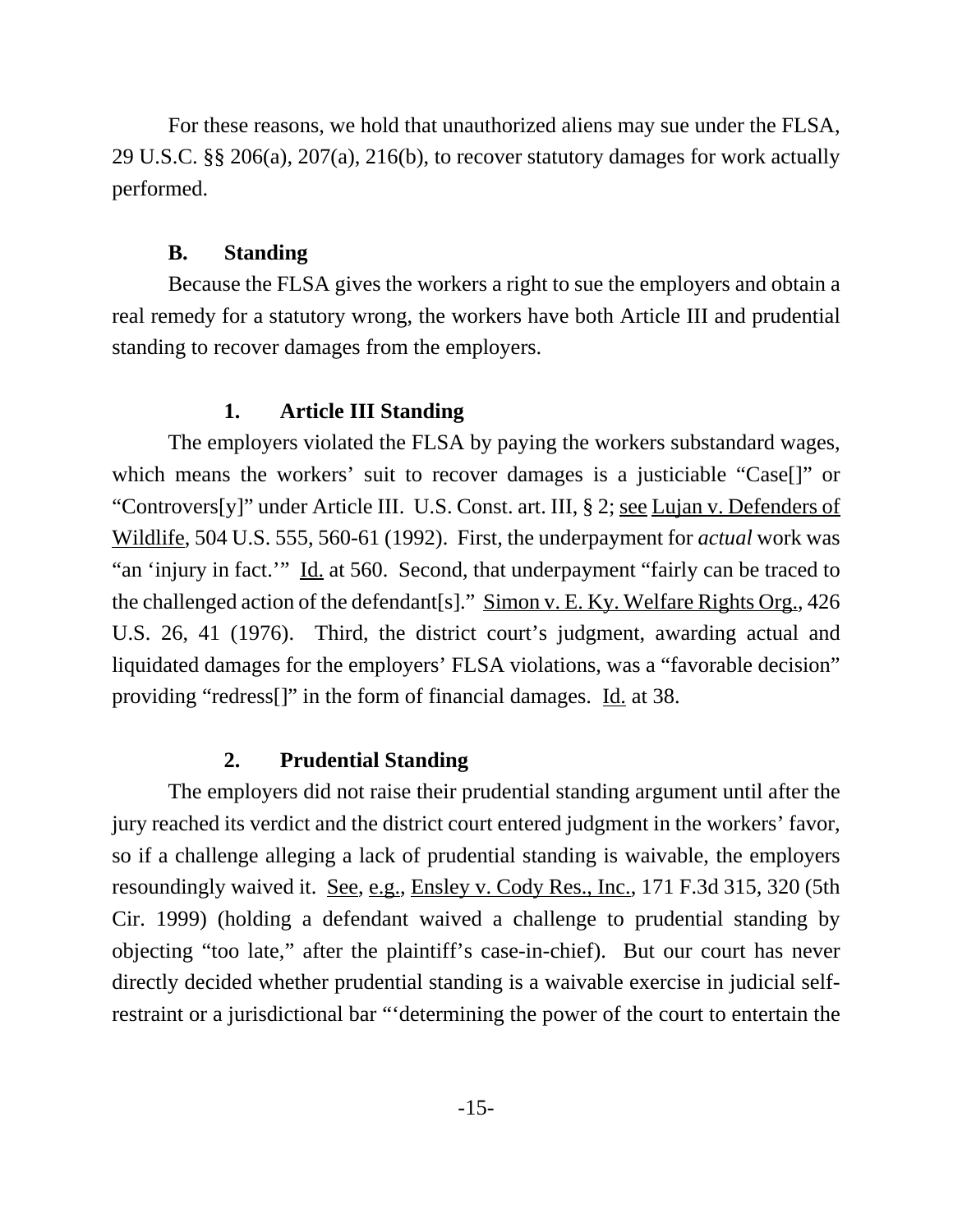For these reasons, we hold that unauthorized aliens may sue under the FLSA, 29 U.S.C. §§ 206(a), 207(a), 216(b), to recover statutory damages for work actually performed.

### B. Standing

Because the FLSA gives the workers a right to sue the employers and obtain a real remedy for a statutory wrong, the workers have both Article III and prudential standing to recover damages from the employers.

#### 1. Article III Standing

The employers violated the FLSA by paying the workers substandard wages, which means the workers' suit to recover damages is a justiciable "Case[]" or "Controvers[y]" under Article III. U.S. Const. art. III, § 2; see Lujan v. Defenders of Wildlife, 504 U.S. 555, 560-61 (1992). First, the underpayment for *actual* work was "an 'injury in fact.'" Id. at 560. Second, that underpayment "fairly can be traced to the challenged action of the defendant[s]." Simon v. E. Ky. Welfare Rights Org., 426 U.S. 26, 41 (1976). Third, the district court's judgment, awarding actual and liquidated damages for the employers' FLSA violations, was a "favorable decision" providing "redress[]" in the form of financial damages. Id. at 38.

#### 2. Prudential Standing

The employers did not raise their prudential standing argument until after the jury reached its verdict and the district court entered judgment in the workers' favor, so if a challenge alleging a lack of prudential standing is waivable, the employers resoundingly waived it. See, e.g., Ensley v. Cody Res., Inc., 171 F.3d 315, 320 (5th Cir. 1999) (holding a defendant waived a challenge to prudential standing by objecting "too late," after the plaintiff's case-in-chief). But our court has never directly decided whether prudential standing is a waivable exercise in judicial self-restraint or a jurisdictional bar "'determining the power of the court to entertain the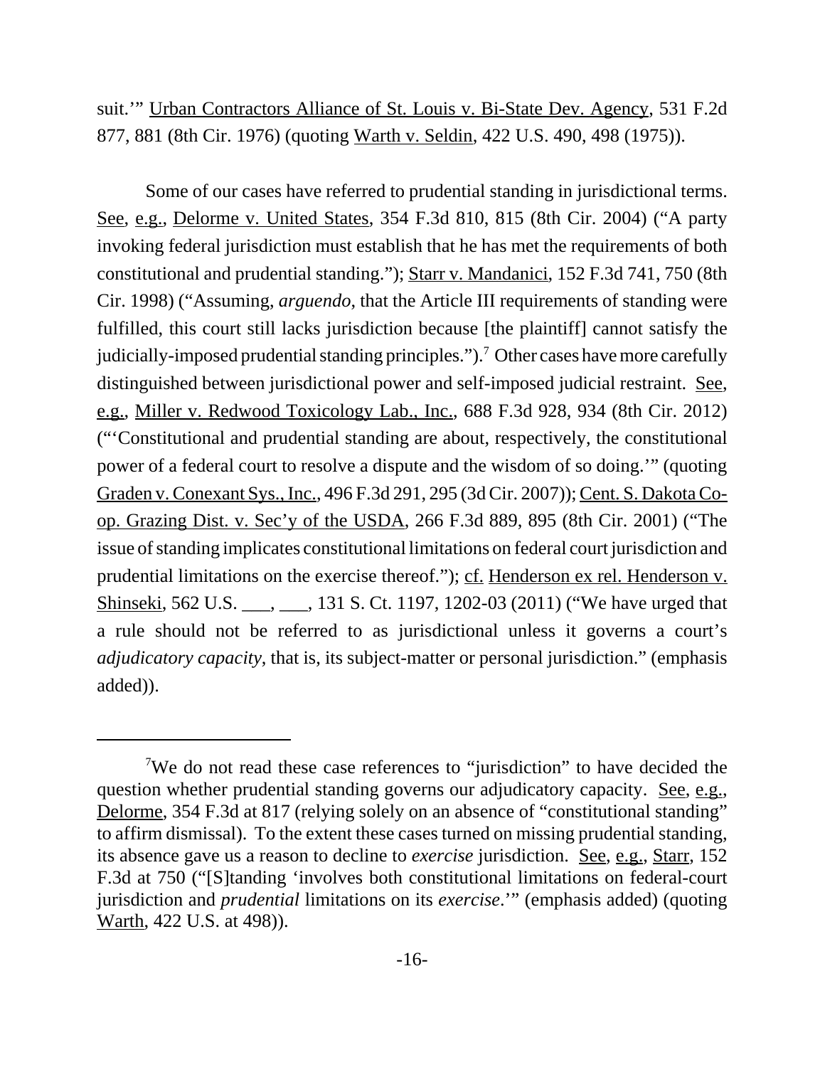suit.'" Urban Contractors Alliance of St. Louis v. Bi-State Dev. Agency, 531 F.2d 877, 881 (8th Cir. 1976) (quoting Warth v. Seldin, 422 U.S. 490, 498 (1975)).

Some of our cases have referred to prudential standing in jurisdictional terms. See, e.g., Delorme v. United States, 354 F.3d 810, 815 (8th Cir. 2004) ("A party invoking federal jurisdiction must establish that he has met the requirements of both constitutional and prudential standing."); Starr v. Mandanici, 152 F.3d 741, 750 (8th Cir. 1998) ("Assuming, *arguendo*, that the Article III requirements of standing were fulfilled, this court still lacks jurisdiction because [the plaintiff] cannot satisfy the judicially-imposed prudential standing principles.").[7] Other cases have more carefully distinguished between jurisdictional power and self-imposed judicial restraint. See, e.g., Miller v. Redwood Toxicology Lab., Inc., 688 F.3d 928, 934 (8th Cir. 2012) ("'Constitutional and prudential standing are about, respectively, the constitutional power of a federal court to resolve a dispute and the wisdom of so doing.'" (quoting Graden v. Conexant Sys., Inc., 496 F.3d 291, 295 (3d Cir. 2007)); Cent. S. Dakota Co-op. Grazing Dist. v. Sec'y of the USDA, 266 F.3d 889, 895 (8th Cir. 2001) ("The issue of standing implicates constitutional limitations on federal court jurisdiction and prudential limitations on the exercise thereof."); cf. Henderson ex rel. Henderson v. Shinseki, 562 U.S. ___, ___, 131 S. Ct. 1197, 1202-03 (2011) ("We have urged that a rule should not be referred to as jurisdictional unless it governs a court's *adjudicatory capacity*, that is, its subject-matter or personal jurisdiction." (emphasis added)).

---

[7]We do not read these case references to "jurisdiction" to have decided the question whether prudential standing governs our adjudicatory capacity. See, e.g., Delorme, 354 F.3d at 817 (relying solely on an absence of "constitutional standing" to affirm dismissal). To the extent these cases turned on missing prudential standing, its absence gave us a reason to decline to *exercise* jurisdiction. See, e.g., Starr, 152 F.3d at 750 ("[S]tanding 'involves both constitutional limitations on federal-court jurisdiction and *prudential* limitations on its *exercise*.'" (emphasis added) (quoting Warth, 422 U.S. at 498)).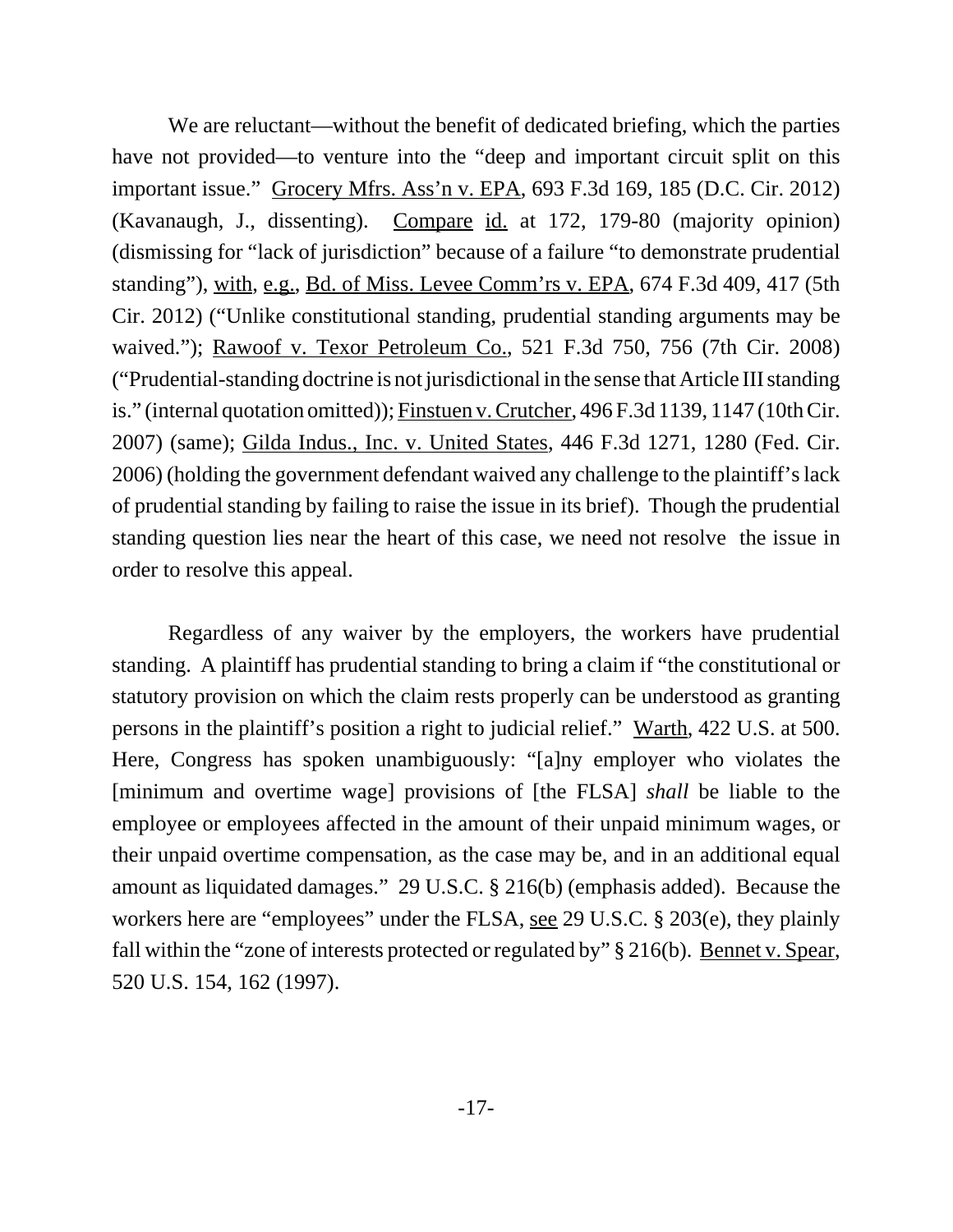We are reluctant—without the benefit of dedicated briefing, which the parties have not provided—to venture into the "deep and important circuit split on this important issue." Grocery Mfrs. Ass'n v. EPA, 693 F.3d 169, 185 (D.C. Cir. 2012) (Kavanaugh, J., dissenting). Compare id. at 172, 179-80 (majority opinion) (dismissing for "lack of jurisdiction" because of a failure "to demonstrate prudential standing"), with, e.g., Bd. of Miss. Levee Comm'rs v. EPA, 674 F.3d 409, 417 (5th Cir. 2012) ("Unlike constitutional standing, prudential standing arguments may be waived."); Rawoof v. Texor Petroleum Co., 521 F.3d 750, 756 (7th Cir. 2008) ("Prudential-standing doctrine is not jurisdictional in the sense that Article III standing is." (internal quotation omitted)); Finstuen v. Crutcher, 496 F.3d 1139, 1147 (10th Cir. 2007) (same); Gilda Indus., Inc. v. United States, 446 F.3d 1271, 1280 (Fed. Cir. 2006) (holding the government defendant waived any challenge to the plaintiff's lack of prudential standing by failing to raise the issue in its brief). Though the prudential standing question lies near the heart of this case, we need not resolve the issue in order to resolve this appeal.

Regardless of any waiver by the employers, the workers have prudential standing. A plaintiff has prudential standing to bring a claim if "the constitutional or statutory provision on which the claim rests properly can be understood as granting persons in the plaintiff's position a right to judicial relief." Warth, 422 U.S. at 500. Here, Congress has spoken unambiguously: "[a]ny employer who violates the [minimum and overtime wage] provisions of [the FLSA] *shall* be liable to the employee or employees affected in the amount of their unpaid minimum wages, or their unpaid overtime compensation, as the case may be, and in an additional equal amount as liquidated damages." 29 U.S.C. § 216(b) (emphasis added). Because the workers here are "employees" under the FLSA, see 29 U.S.C. § 203(e), they plainly fall within the "zone of interests protected or regulated by" § 216(b). Bennet v. Spear, 520 U.S. 154, 162 (1997).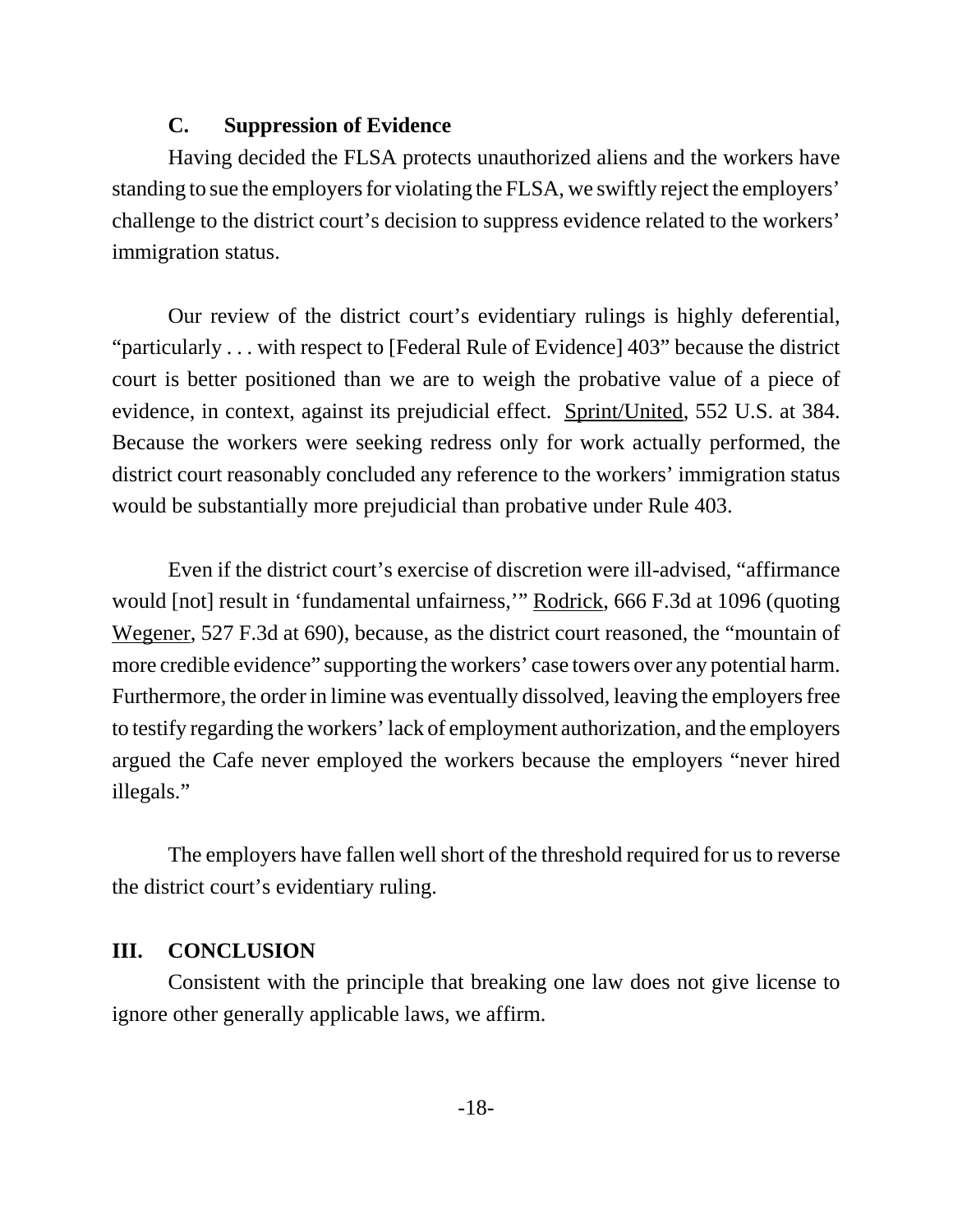### C. Suppression of Evidence

Having decided the FLSA protects unauthorized aliens and the workers have standing to sue the employers for violating the FLSA, we swiftly reject the employers' challenge to the district court's decision to suppress evidence related to the workers' immigration status.

Our review of the district court's evidentiary rulings is highly deferential, "particularly . . . with respect to [Federal Rule of Evidence] 403" because the district court is better positioned than we are to weigh the probative value of a piece of evidence, in context, against its prejudicial effect. Sprint/United, 552 U.S. at 384. Because the workers were seeking redress only for work actually performed, the district court reasonably concluded any reference to the workers' immigration status would be substantially more prejudicial than probative under Rule 403.

Even if the district court's exercise of discretion were ill-advised, "affirmance would [not] result in 'fundamental unfairness,'" Rodrick, 666 F.3d at 1096 (quoting Wegener, 527 F.3d at 690), because, as the district court reasoned, the "mountain of more credible evidence" supporting the workers' case towers over any potential harm. Furthermore, the order in limine was eventually dissolved, leaving the employers free to testify regarding the workers' lack of employment authorization, and the employers argued the Cafe never employed the workers because the employers "never hired illegals."

The employers have fallen well short of the threshold required for us to reverse the district court's evidentiary ruling.

## III. CONCLUSION

Consistent with the principle that breaking one law does not give license to ignore other generally applicable laws, we affirm.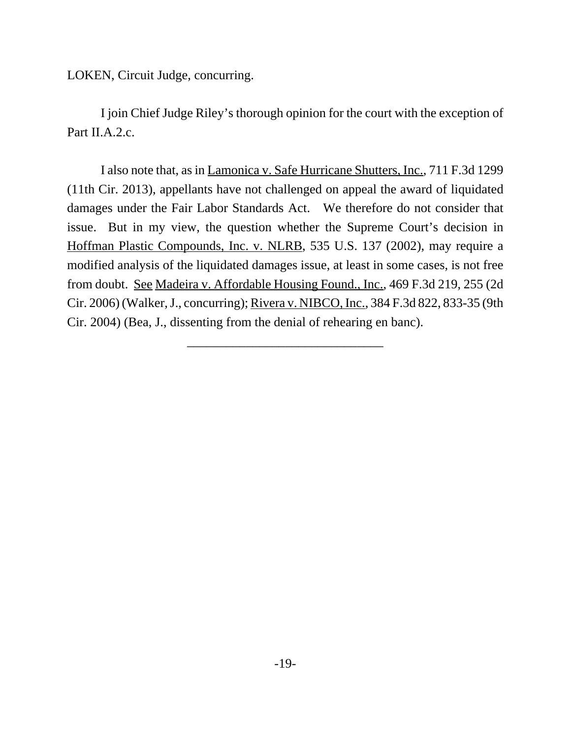LOKEN, Circuit Judge, concurring.

I join Chief Judge Riley's thorough opinion for the court with the exception of Part II.A.2.c.

I also note that, as in Lamonica v. Safe Hurricane Shutters, Inc., 711 F.3d 1299 (11th Cir. 2013), appellants have not challenged on appeal the award of liquidated damages under the Fair Labor Standards Act. We therefore do not consider that issue. But in my view, the question whether the Supreme Court's decision in Hoffman Plastic Compounds, Inc. v. NLRB, 535 U.S. 137 (2002), may require a modified analysis of the liquidated damages issue, at least in some cases, is not free from doubt. See Madeira v. Affordable Housing Found., Inc., 469 F.3d 219, 255 (2d Cir. 2006) (Walker, J., concurring); Rivera v. NIBCO, Inc., 384 F.3d 822, 833-35 (9th Cir. 2004) (Bea, J., dissenting from the denial of rehearing en banc).

______________________________